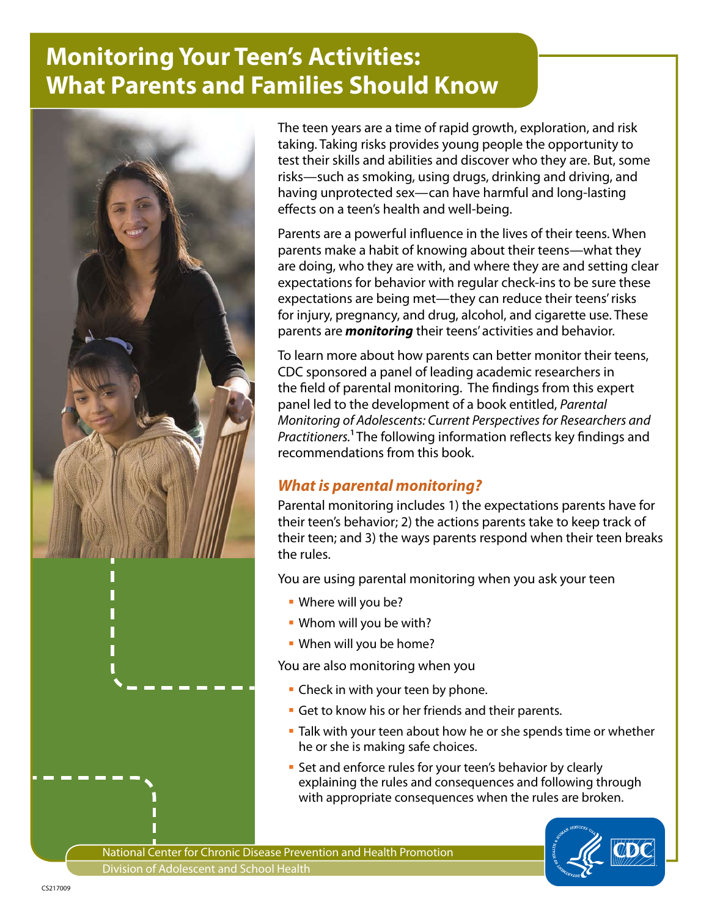# Monitoring Your Teen's Activities: What Parents and Families Should Know

The teen years are a time of rapid growth, exploration, and risk taking. Taking risks provides young people the opportunity to test their skills and abilities and discover who they are. But, some risks—such as smoking, using drugs, drinking and driving, and having unprotected sex—can have harmful and long-lasting effects on a teen's health and well-being.

Parents are a powerful influence in the lives of their teens. When parents make a habit of knowing about their teens—what they are doing, who they are with, and where they are and setting clear expectations for behavior with regular check-ins to be sure these expectations are being met—they can reduce their teens' risks for injury, pregnancy, and drug, alcohol, and cigarette use. These parents are ***monitoring*** their teens' activities and behavior.

To learn more about how parents can better monitor their teens, CDC sponsored a panel of leading academic researchers in the field of parental monitoring. The findings from this expert panel led to the development of a book entitled, *Parental Monitoring of Adolescents: Current Perspectives for Researchers and Practitioners.*[1] The following information reflects key findings and recommendations from this book.

## *What is parental monitoring?*

Parental monitoring includes 1) the expectations parents have for their teen's behavior; 2) the actions parents take to keep track of their teen; and 3) the ways parents respond when their teen breaks the rules.

You are using parental monitoring when you ask your teen

- Where will you be?
- Whom will you be with?
- When will you be home?

You are also monitoring when you

- Check in with your teen by phone.
- Get to know his or her friends and their parents.
- Talk with your teen about how he or she spends time or whether he or she is making safe choices.
- Set and enforce rules for your teen's behavior by clearly explaining the rules and consequences and following through with appropriate consequences when the rules are broken.

National Center for Chronic Disease Prevention and Health Promotion
Division of Adolescent and School Health

CS217009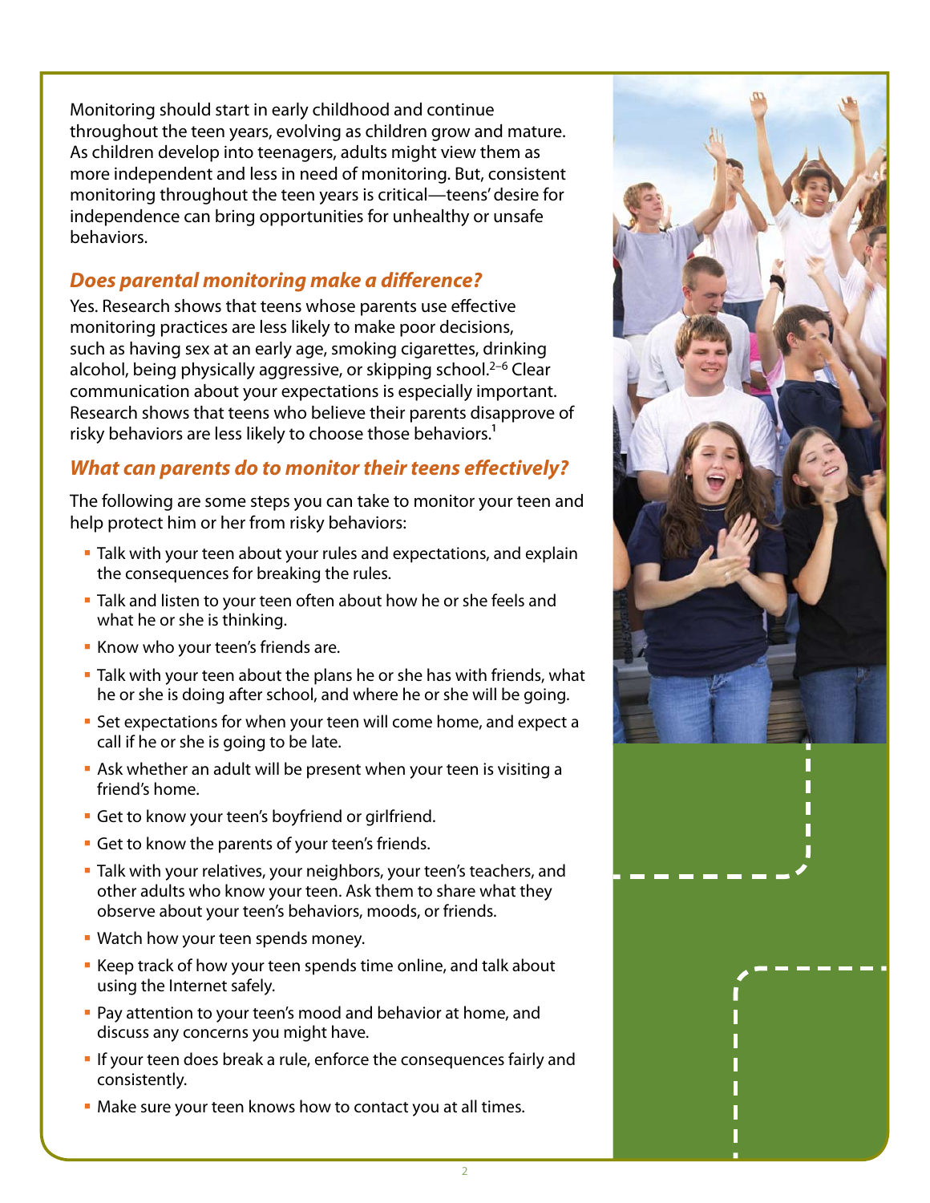Monitoring should start in early childhood and continue throughout the teen years, evolving as children grow and mature. As children develop into teenagers, adults might view them as more independent and less in need of monitoring. But, consistent monitoring throughout the teen years is critical—teens' desire for independence can bring opportunities for unhealthy or unsafe behaviors.

### *Does parental monitoring make a difference?*

Yes. Research shows that teens whose parents use effective monitoring practices are less likely to make poor decisions, such as having sex at an early age, smoking cigarettes, drinking alcohol, being physically aggressive, or skipping school.[2–6] Clear communication about your expectations is especially important. Research shows that teens who believe their parents disapprove of risky behaviors are less likely to choose those behaviors.[1]

### *What can parents do to monitor their teens effectively?*

The following are some steps you can take to monitor your teen and help protect him or her from risky behaviors:

- Talk with your teen about your rules and expectations, and explain the consequences for breaking the rules.
- Talk and listen to your teen often about how he or she feels and what he or she is thinking.
- Know who your teen's friends are.
- Talk with your teen about the plans he or she has with friends, what he or she is doing after school, and where he or she will be going.
- Set expectations for when your teen will come home, and expect a call if he or she is going to be late.
- Ask whether an adult will be present when your teen is visiting a friend's home.
- Get to know your teen's boyfriend or girlfriend.
- Get to know the parents of your teen's friends.
- Talk with your relatives, your neighbors, your teen's teachers, and other adults who know your teen. Ask them to share what they observe about your teen's behaviors, moods, or friends.
- Watch how your teen spends money.
- Keep track of how your teen spends time online, and talk about using the Internet safely.
- Pay attention to your teen's mood and behavior at home, and discuss any concerns you might have.
- If your teen does break a rule, enforce the consequences fairly and consistently.
- Make sure your teen knows how to contact you at all times.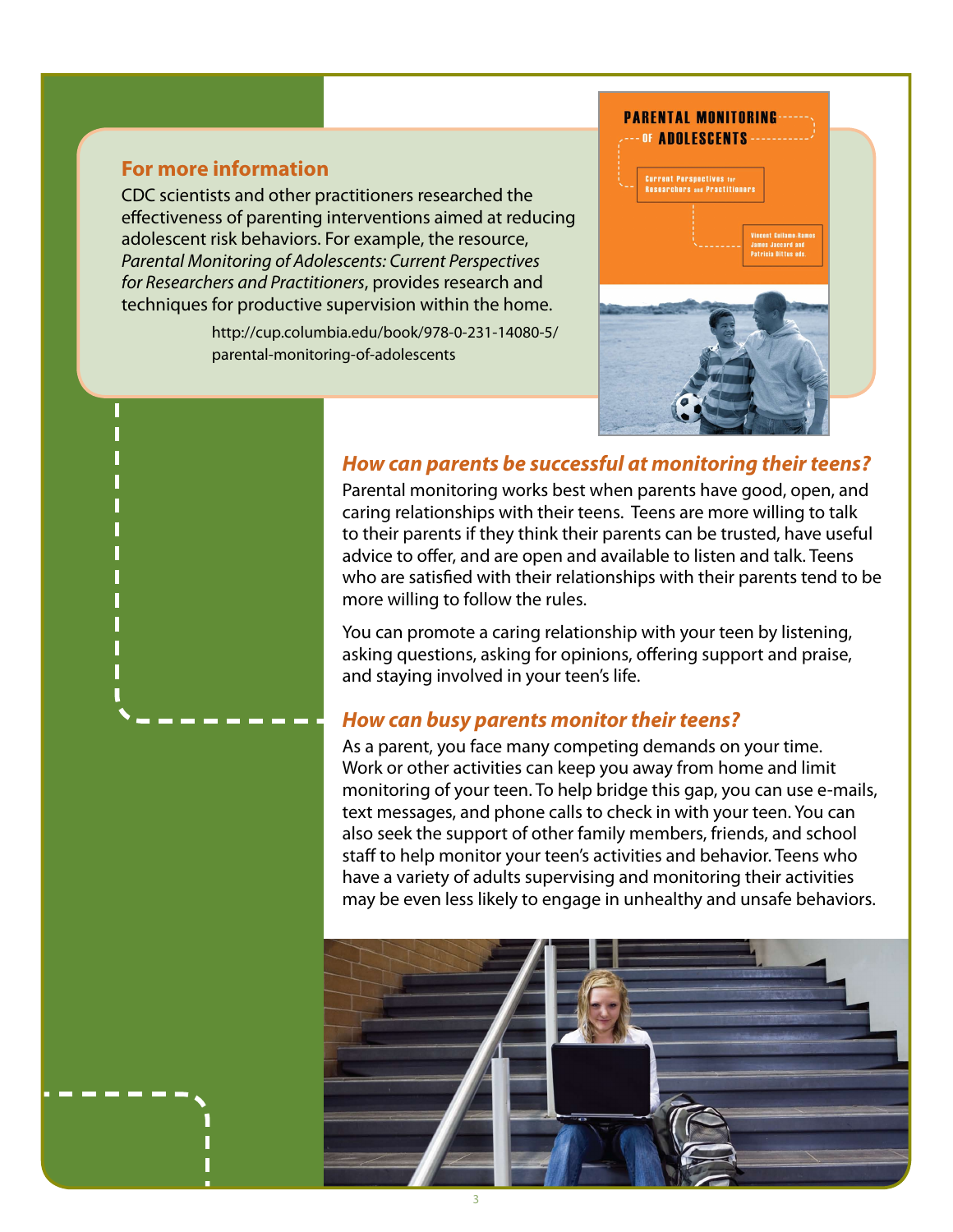## For more information

CDC scientists and other practitioners researched the effectiveness of parenting interventions aimed at reducing adolescent risk behaviors. For example, the resource, *Parental Monitoring of Adolescents: Current Perspectives for Researchers and Practitioners*, provides research and techniques for productive supervision within the home.

http://cup.columbia.edu/book/978-0-231-14080-5/parental-monitoring-of-adolescents

### *How can parents be successful at monitoring their teens?*

Parental monitoring works best when parents have good, open, and caring relationships with their teens. Teens are more willing to talk to their parents if they think their parents can be trusted, have useful advice to offer, and are open and available to listen and talk. Teens who are satisfied with their relationships with their parents tend to be more willing to follow the rules.

You can promote a caring relationship with your teen by listening, asking questions, asking for opinions, offering support and praise, and staying involved in your teen's life.

### *How can busy parents monitor their teens?*

As a parent, you face many competing demands on your time. Work or other activities can keep you away from home and limit monitoring of your teen. To help bridge this gap, you can use e-mails, text messages, and phone calls to check in with your teen. You can also seek the support of other family members, friends, and school staff to help monitor your teen's activities and behavior. Teens who have a variety of adults supervising and monitoring their activities may be even less likely to engage in unhealthy and unsafe behaviors.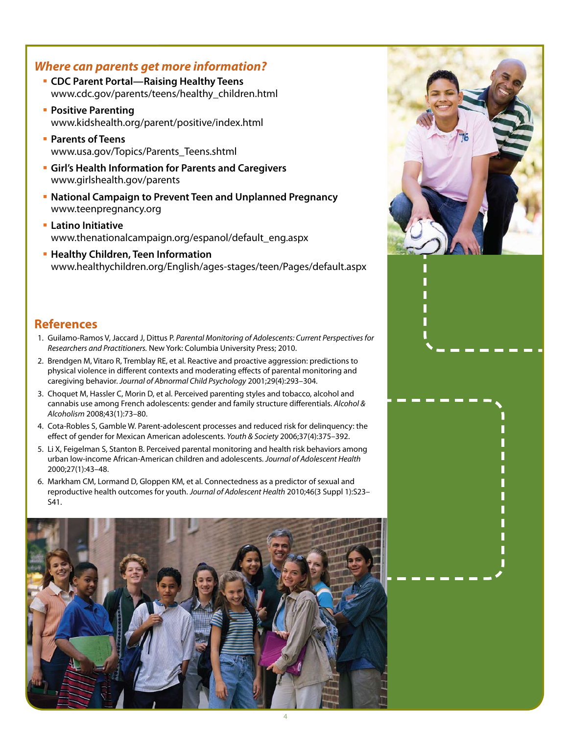## *Where can parents get more information?*

- **CDC Parent Portal—Raising Healthy Teens**
  www.cdc.gov/parents/teens/healthy_children.html
- **Positive Parenting**
  www.kidshealth.org/parent/positive/index.html
- **Parents of Teens**
  www.usa.gov/Topics/Parents_Teens.shtml
- **Girl's Health Information for Parents and Caregivers**
  www.girlshealth.gov/parents
- **National Campaign to Prevent Teen and Unplanned Pregnancy**
  www.teenpregnancy.org
- **Latino Initiative**
  www.thenationalcampaign.org/espanol/default_eng.aspx
- **Healthy Children, Teen Information**
  www.healthychildren.org/English/ages-stages/teen/Pages/default.aspx

## References

1. Guilamo-Ramos V, Jaccard J, Dittus P. *Parental Monitoring of Adolescents: Current Perspectives for Researchers and Practitioners.* New York: Columbia University Press; 2010.
2. Brendgen M, Vitaro R, Tremblay RE, et al. Reactive and proactive aggression: predictions to physical violence in different contexts and moderating effects of parental monitoring and caregiving behavior. *Journal of Abnormal Child Psychology* 2001;29(4):293–304.
3. Choquet M, Hassler C, Morin D, et al. Perceived parenting styles and tobacco, alcohol and cannabis use among French adolescents: gender and family structure differentials. *Alcohol & Alcoholism* 2008;43(1):73–80.
4. Cota-Robles S, Gamble W. Parent-adolescent processes and reduced risk for delinquency: the effect of gender for Mexican American adolescents. *Youth & Society* 2006;37(4):375–392.
5. Li X, Feigelman S, Stanton B. Perceived parental monitoring and health risk behaviors among urban low-income African-American children and adolescents. *Journal of Adolescent Health* 2000;27(1):43–48.
6. Markham CM, Lormand D, Gloppen KM, et al. Connectedness as a predictor of sexual and reproductive health outcomes for youth. *Journal of Adolescent Health* 2010;46(3 Suppl 1):S23–S41.